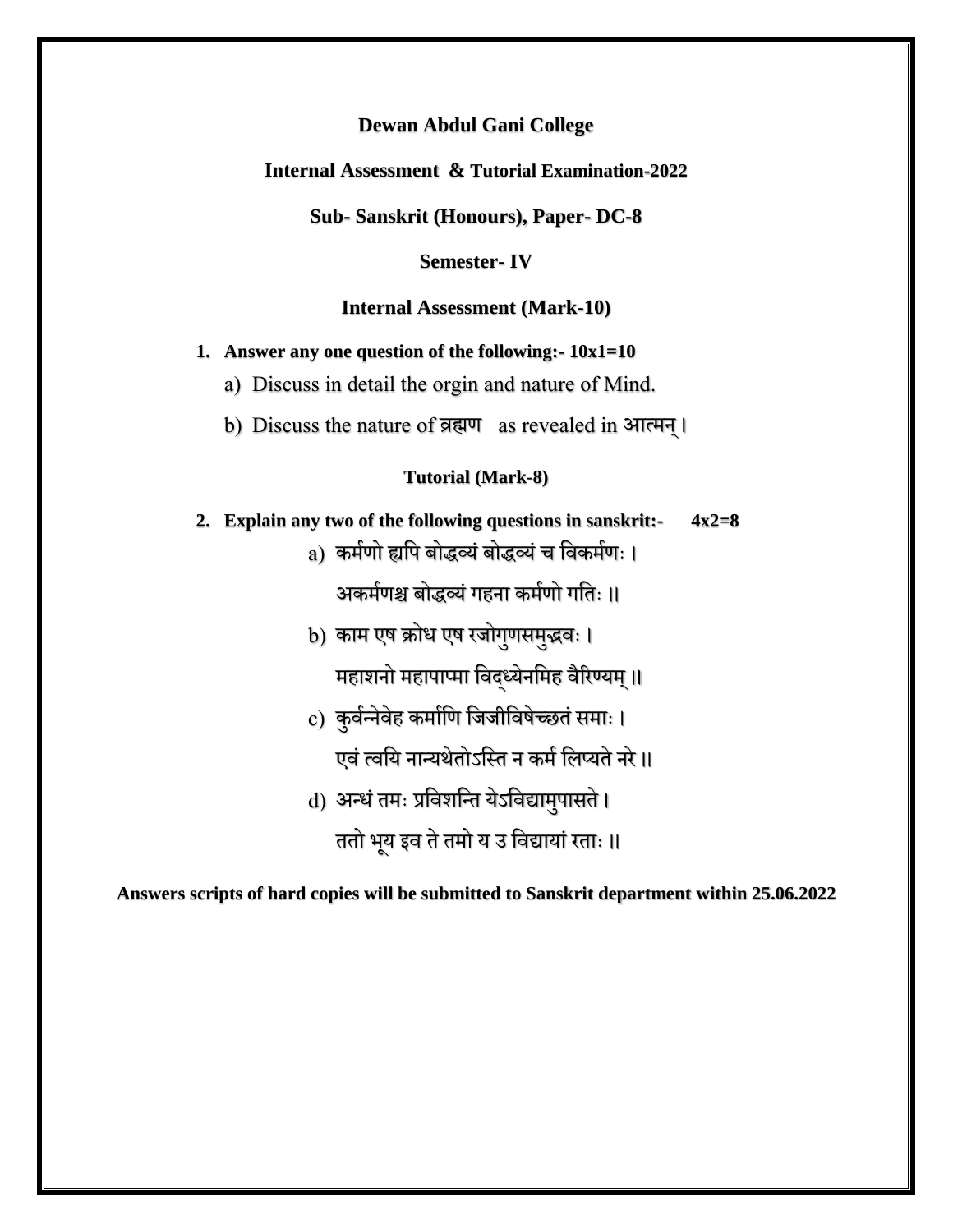**Dewan Abdul Gani College**

**Internal Assessment & Tutorial Examination-2022**

**Sub- Sanskrit (Honours), Paper- DC-8**

**Semester- IV**

**Internal Assessment (Mark-10)**

1. **Answer any one question of the following:- 10x1=10**
   a) Discuss in detail the orgin and nature of Mind.
   
   b) Discuss the nature of ब्रह्मण as revealed in आत्मन् ।

**Tutorial (Mark-8)**

2. **Explain any two of the following questions in sanskrit:- 4x2=8**
   a) कर्मणो ह्यपि बोद्धव्यं बोद्धव्यं च विकर्मणः ।
   अकर्मणश्च बोद्धव्यं गहना कर्मणो गतिः ॥
   
   b) काम एष क्रोध एष रजोगुणसमुद्भवः ।
   महाशनो महापाप्मा विद्ध्येनमिह वैरिण्यम् ॥
   
   c) कुर्वन्नेवेह कर्माणि जिजीविषेच्छतं समाः ।
   एवं त्वयि नान्यथेतोऽस्ति न कर्म लिप्यते नरे ॥
   
   d) अन्धं तमः प्रविशन्ति येऽविद्यामुपासते ।
   ततो भूय इव ते तमो य उ विद्यायां रताः ॥

**Answers scripts of hard copies will be submitted to Sanskrit department within 25.06.2022**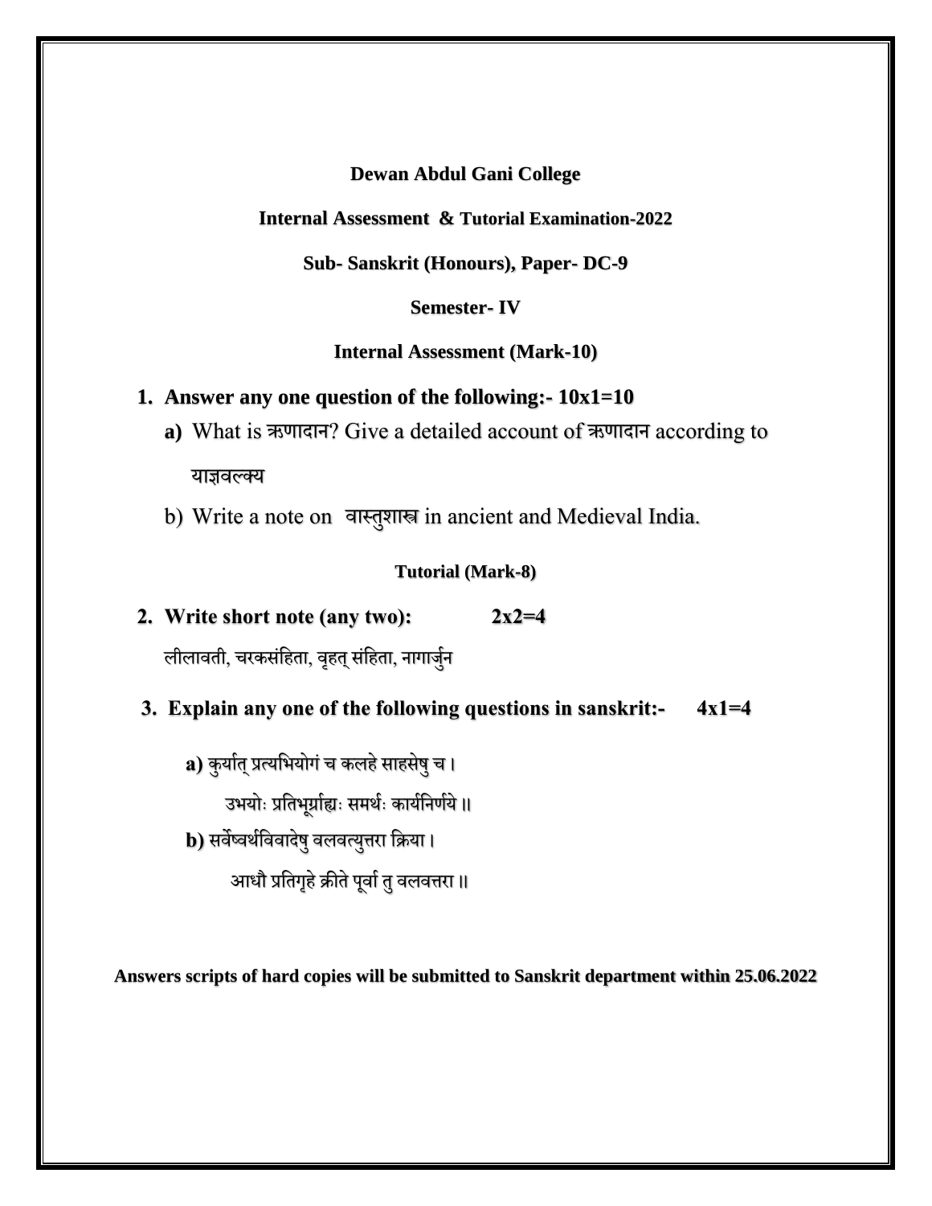**Dewan Abdul Gani College**

**Internal Assessment & Tutorial Examination-2022**

**Sub- Sanskrit (Honours), Paper- DC-9**

**Semester- IV**

**Internal Assessment (Mark-10)**

1. **Answer any one question of the following:- 10x1=10**
   - **a)** What is ऋणादान? Give a detailed account of ऋणादान according to याज्ञवल्क्य
   - b) Write a note on वास्तुशास्त्र in ancient and Medieval India.

**Tutorial (Mark-8)**

2. **Write short note (any two): 2x2=4**

   लीलावती, चरकसंहिता, वृहत् संहिता, नागार्जुन

3. **Explain any one of the following questions in sanskrit:- 4x1=4**

   **a)** कुर्यात् प्रत्यभियोगं च कलहे साहसेषु च ।
   उभयोः प्रतिभूर्ग्राह्यः समर्थः कार्यनिर्णये ॥

   **b)** सर्वेष्वर्थविवादेषु वलवत्युत्तरा क्रिया ।
   आधौ प्रतिगृहे क्रीते पूर्वा तु वलवत्तरा ॥

**Answers scripts of hard copies will be submitted to Sanskrit department within 25.06.2022**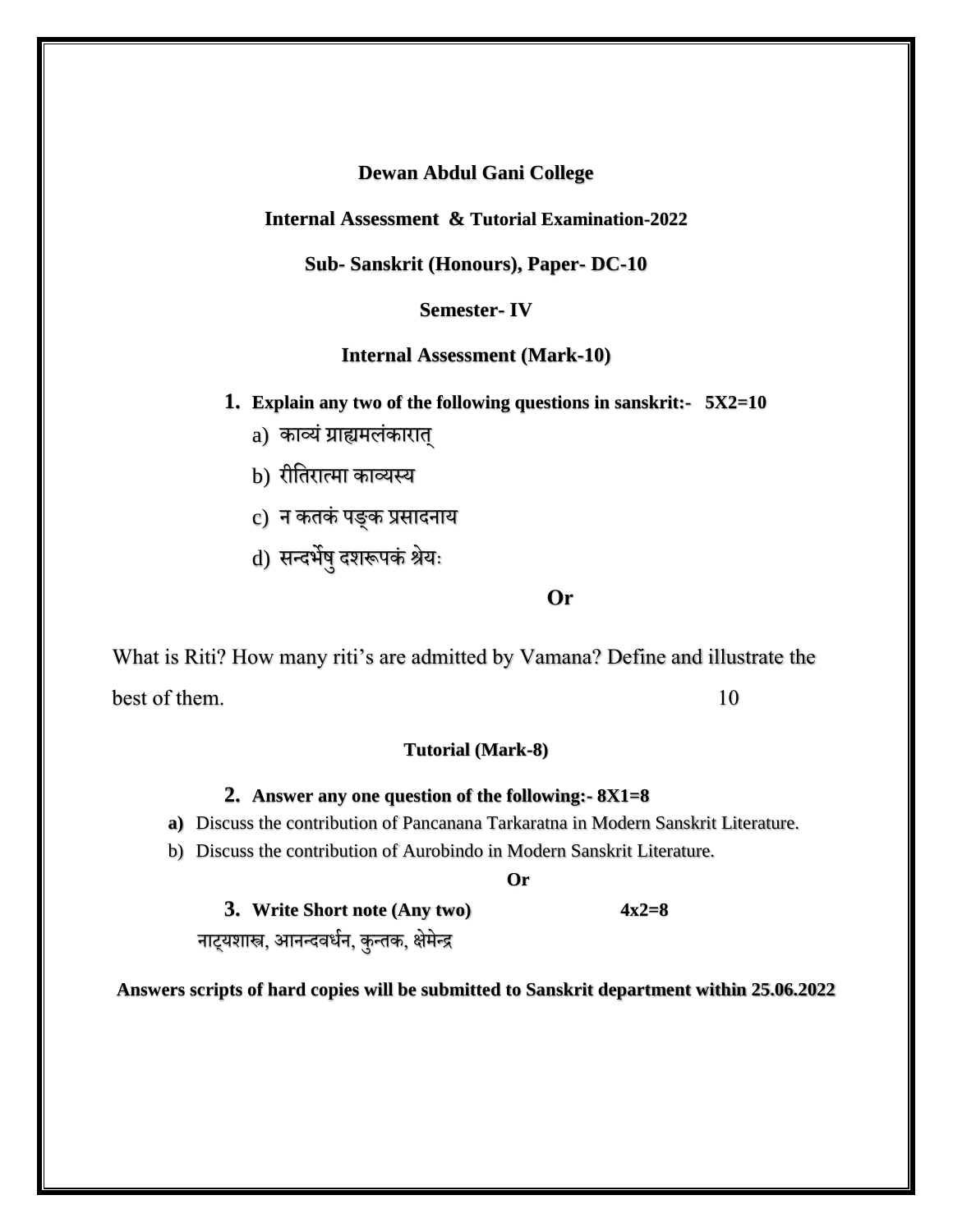**Dewan Abdul Gani College**

**Internal Assessment & Tutorial Examination-2022**

**Sub- Sanskrit (Honours), Paper- DC-10**

**Semester- IV**

**Internal Assessment (Mark-10)**

1. **Explain any two of the following questions in sanskrit:- 5X2=10**
   a) काव्यं ग्राह्यमलंकारात्
   b) रीतिरात्मा काव्यस्य
   c) न कतकं पङ्क प्रसादनाय
   d) सन्दर्भेषु दशरूपकं श्रेयः

**Or**

What is Riti? How many riti's are admitted by Vamana? Define and illustrate the best of them. 10

**Tutorial (Mark-8)**

2. **Answer any one question of the following:- 8X1=8**
   **a)** Discuss the contribution of Pancanana Tarkaratna in Modern Sanskrit Literature.
   b) Discuss the contribution of Aurobindo in Modern Sanskrit Literature.

**Or**

3. **Write Short note (Any two) 4x2=8**

नाट्यशास्त्र, आनन्दवर्धन, कुन्तक, क्षेमेन्द्र

**Answers scripts of hard copies will be submitted to Sanskrit department within 25.06.2022**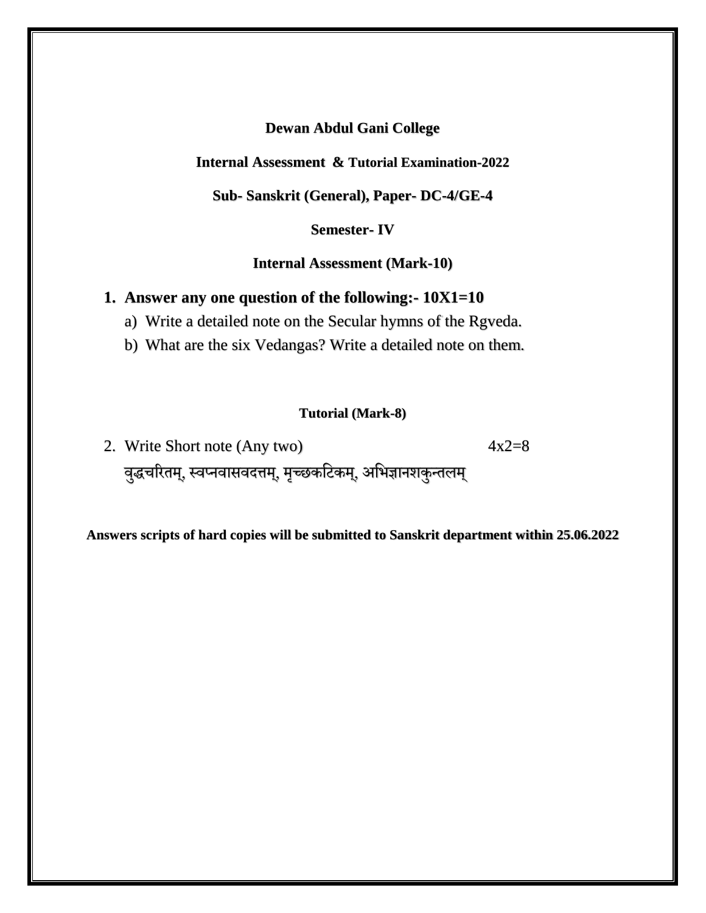**Dewan Abdul Gani College**

**Internal Assessment & Tutorial Examination-2022**

**Sub- Sanskrit (General), Paper- DC-4/GE-4**

**Semester- IV**

**Internal Assessment (Mark-10)**

1. **Answer any one question of the following:- 10X1=10**
   a) Write a detailed note on the Secular hymns of the Rgveda.
   b) What are the six Vedangas? Write a detailed note on them.

**Tutorial (Mark-8)**

2. Write Short note (Any two) 4x2=8
   वुद्धचरितम्, स्वप्नवासवदत्तम्, मृच्छकटिकम्, अभिज्ञानशकुन्तलम्

**Answers scripts of hard copies will be submitted to Sanskrit department within 25.06.2022**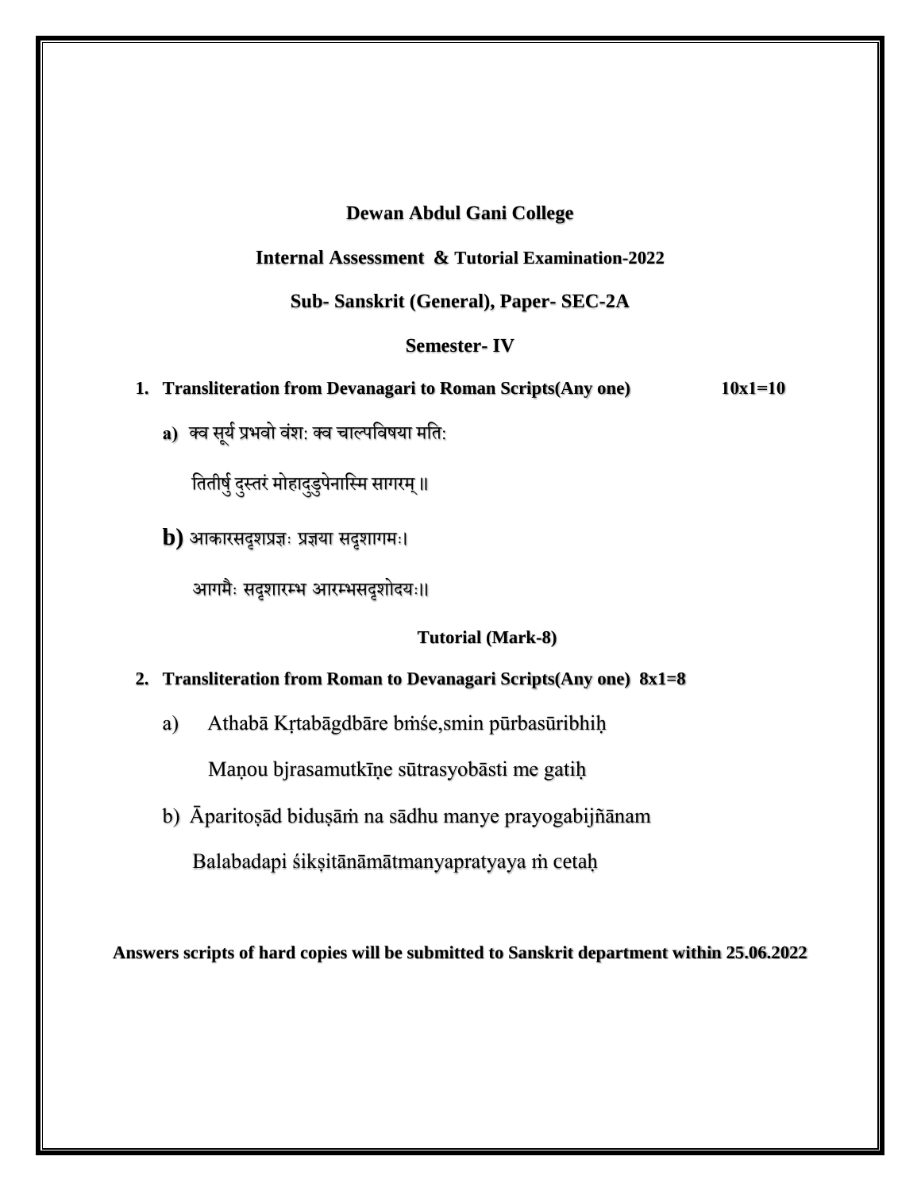**Dewan Abdul Gani College**

**Internal Assessment & Tutorial Examination-2022**

**Sub- Sanskrit (General), Paper- SEC-2A**

**Semester- IV**

1. **Transliteration from Devanagari to Roman Scripts(Any one) 10x1=10**

   **a)** क्व सूर्य प्रभवो वंश: क्व चाल्पविषया मति:

   तितीर्षु दुस्तरं मोहादुडुपेनास्मि सागरम् ॥

   **b)** आकारसदृशप्रज्ञः प्रज्ञया सदृशागमः।

   आगमैः सदृशारम्भ आरम्भसदृशोदयः॥

**Tutorial (Mark-8)**

2. **Transliteration from Roman to Devanagari Scripts(Any one) 8x1=8**

   a) Athabā Kṛtabāgdbāre bṁśe,smin pūrbasūribhiḥ

   Maṇou bjrasamutkīṇe sūtrasyobāsti me gatiḥ

   b) Āparitoṣād biduṣāṁ na sādhu manye prayogabijñānam

   Balabadapi śikṣitānāmātmanyapratyaya ṁ cetaḥ

**Answers scripts of hard copies will be submitted to Sanskrit department within 25.06.2022**